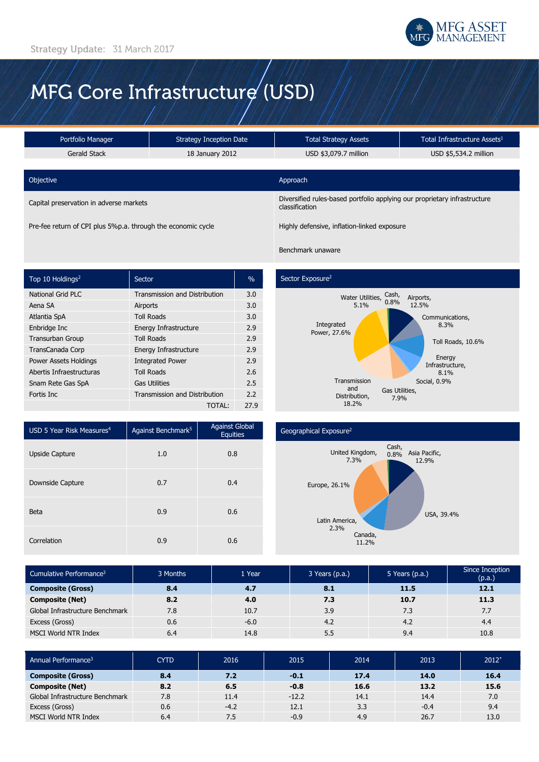Strategy Update: 31 March 2017

MFG ASSET MANAGEMENT

# MFG Core Infrastructure (USD)

| Portfolio Manager | Strategy Inception Date | Total Strategy Assets | Total Infrastructure Assets[1] |
|---|---|---|---|
| Gerald Stack | 18 January 2012 | USD $3,079.7 million | USD $5,534.2 million |

| Objective | Approach |
|---|---|
| Capital preservation in adverse markets | Diversified rules-based portfolio applying our proprietary infrastructure classification |
| Pre-fee return of CPI plus 5%p.a. through the economic cycle | Highly defensive, inflation-linked exposure |
| | Benchmark unaware |

| Top 10 Holdings[2] | Sector | % |
|---|---|---|
| National Grid PLC | Transmission and Distribution | 3.0 |
| Aena SA | Airports | 3.0 |
| Atlantia SpA | Toll Roads | 3.0 |
| Enbridge Inc | Energy Infrastructure | 2.9 |
| Transurban Group | Toll Roads | 2.9 |
| TransCanada Corp | Energy Infrastructure | 2.9 |
| Power Assets Holdings | Integrated Power | 2.9 |
| Abertis Infraestructuras | Toll Roads | 2.6 |
| Snam Rete Gas SpA | Gas Utilities | 2.5 |
| Fortis Inc | Transmission and Distribution | 2.2 |
| | TOTAL: | 27.9 |

## Sector Exposure[2]

| Sector | % |
|---|---|
| Airports | 12.5% |
| Communications | 8.3% |
| Toll Roads | 10.6% |
| Energy Infrastructure | 8.1% |
| Social | 0.9% |
| Gas Utilities | 7.9% |
| Transmission and Distribution | 18.2% |
| Integrated Power | 27.6% |
| Water Utilities | 5.1% |
| Cash | 0.8% |

| USD 5 Year Risk Measures[4] | Against Benchmark[5] | Against Global Equities |
|---|---|---|
| Upside Capture | 1.0 | 0.8 |
| Downside Capture | 0.7 | 0.4 |
| Beta | 0.9 | 0.6 |
| Correlation | 0.9 | 0.6 |

## Geographical Exposure[2]

| Region | % |
|---|---|
| Asia Pacific | 12.9% |
| USA | 39.4% |
| Canada | 11.2% |
| Latin America | 2.3% |
| Europe | 26.1% |
| United Kingdom | 7.3% |
| Cash | 0.8% |

| Cumulative Performance[3] | 3 Months | 1 Year | 3 Years (p.a.) | 5 Years (p.a.) | Since Inception (p.a.) |
|---|---|---|---|---|---|
| **Composite (Gross)** | **8.4** | **4.7** | **8.1** | **11.5** | **12.1** |
| **Composite (Net)** | **8.2** | **4.0** | **7.3** | **10.7** | **11.3** |
| Global Infrastructure Benchmark | 7.8 | 10.7 | 3.9 | 7.3 | 7.7 |
| Excess (Gross) | 0.6 | -6.0 | 4.2 | 4.2 | 4.4 |
| MSCI World NTR Index | 6.4 | 14.8 | 5.5 | 9.4 | 10.8 |

| Annual Performance[3] | CYTD | 2016 | 2015 | 2014 | 2013 | 2012* |
|---|---|---|---|---|---|---|
| **Composite (Gross)** | **8.4** | **7.2** | **-0.1** | **17.4** | **14.0** | **16.4** |
| **Composite (Net)** | **8.2** | **6.5** | **-0.8** | **16.6** | **13.2** | **15.6** |
| Global Infrastructure Benchmark | 7.8 | 11.4 | -12.2 | 14.1 | 14.4 | 7.0 |
| Excess (Gross) | 0.6 | -4.2 | 12.1 | 3.3 | -0.4 | 9.4 |
| MSCI World NTR Index | 6.4 | 7.5 | -0.9 | 4.9 | 26.7 | 13.0 |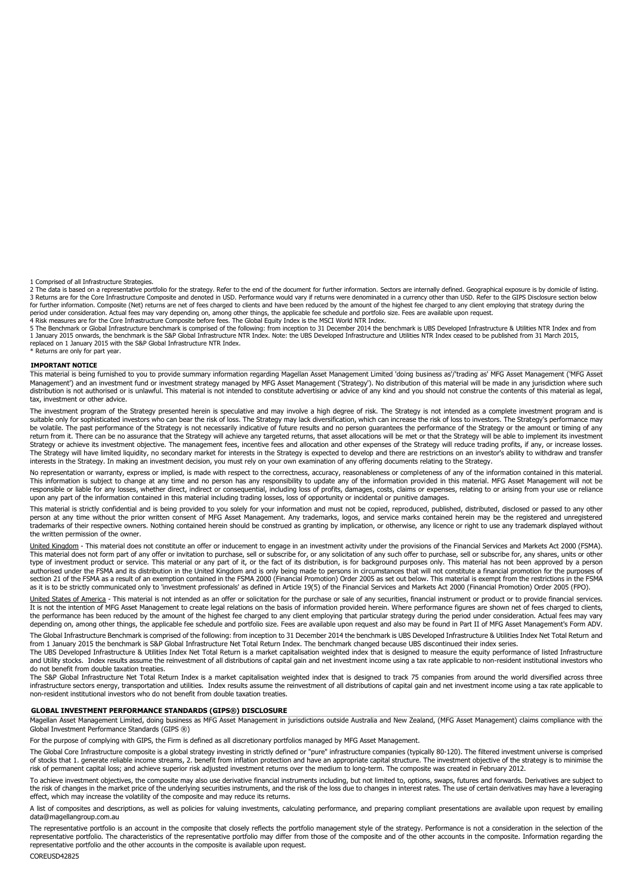1 Comprised of all Infrastructure Strategies.
2 The data is based on a representative portfolio for the strategy. Refer to the end of the document for further information. Sectors are internally defined. Geographical exposure is by domicile of listing.
3 Returns are for the Core Infrastructure Composite and denoted in USD. Performance would vary if returns were denominated in a currency other than USD. Refer to the GIPS Disclosure section below for further information. Composite (Net) returns are net of fees charged to clients and have been reduced by the amount of the highest fee charged to any client employing that strategy during the period under consideration. Actual fees may vary depending on, among other things, the applicable fee schedule and portfolio size. Fees are available upon request.
4 Risk measures are for the Core Infrastructure Composite before fees. The Global Equity Index is the MSCI World NTR Index.
5 The Benchmark or Global Infrastructure benchmark is comprised of the following: from inception to 31 December 2014 the benchmark is UBS Developed Infrastructure & Utilities NTR Index and from 1 January 2015 onwards, the benchmark is the S&P Global Infrastructure NTR Index. Note: the UBS Developed Infrastructure and Utilities NTR Index ceased to be published from 31 March 2015, replaced on 1 January 2015 with the S&P Global Infrastructure NTR Index.
* Returns are only for part year.

## IMPORTANT NOTICE

This material is being furnished to you to provide summary information regarding Magellan Asset Management Limited 'doing business as'/'trading as' MFG Asset Management ('MFG Asset Management') and an investment fund or investment strategy managed by MFG Asset Management ('Strategy'). No distribution of this material will be made in any jurisdiction where such distribution is not authorised or is unlawful. This material is not intended to constitute advertising or advice of any kind and you should not construe the contents of this material as legal, tax, investment or other advice.

The investment program of the Strategy presented herein is speculative and may involve a high degree of risk. The Strategy is not intended as a complete investment program and is suitable only for sophisticated investors who can bear the risk of loss. The Strategy may lack diversification, which can increase the risk of loss to investors. The Strategy's performance may be volatile. The past performance of the Strategy is not necessarily indicative of future results and no person guarantees the performance of the Strategy or the amount or timing of any return from it. There can be no assurance that the Strategy will achieve any targeted returns, that asset allocations will be met or that the Strategy will be able to implement its investment Strategy or achieve its investment objective. The management fees, incentive fees and allocation and other expenses of the Strategy will reduce trading profits, if any, or increase losses. The Strategy will have limited liquidity, no secondary market for interests in the Strategy is expected to develop and there are restrictions on an investor's ability to withdraw and transfer interests in the Strategy. In making an investment decision, you must rely on your own examination of any offering documents relating to the Strategy.

No representation or warranty, express or implied, is made with respect to the correctness, accuracy, reasonableness or completeness of any of the information contained in this material. This information is subject to change at any time and no person has any responsibility to update any of the information provided in this material. MFG Asset Management will not be responsible or liable for any losses, whether direct, indirect or consequential, including loss of profits, damages, costs, claims or expenses, relating to or arising from your use or reliance upon any part of the information contained in this material including trading losses, loss of opportunity or incidental or punitive damages.

This material is strictly confidential and is being provided to you solely for your information and must not be copied, reproduced, published, distributed, disclosed or passed to any other person at any time without the prior written consent of MFG Asset Management. Any trademarks, logos, and service marks contained herein may be the registered and unregistered trademarks of their respective owners. Nothing contained herein should be construed as granting by implication, or otherwise, any licence or right to use any trademark displayed without the written permission of the owner.

United Kingdom - This material does not constitute an offer or inducement to engage in an investment activity under the provisions of the Financial Services and Markets Act 2000 (FSMA). This material does not form part of any offer or invitation to purchase, sell or subscribe for, or any solicitation of any such offer to purchase, sell or subscribe for, any shares, units or other type of investment product or service. This material or any part of it, or the fact of its distribution, is for background purposes only. This material has not been approved by a person authorised under the FSMA and its distribution in the United Kingdom and is only being made to persons in circumstances that will not constitute a financial promotion for the purposes of section 21 of the FSMA as a result of an exemption contained in the FSMA 2000 (Financial Promotion) Order 2005 as set out below. This material is exempt from the restrictions in the FSMA as it is to be strictly communicated only to 'investment professionals' as defined in Article 19(5) of the Financial Services and Markets Act 2000 (Financial Promotion) Order 2005 (FPO).

United States of America - This material is not intended as an offer or solicitation for the purchase or sale of any securities, financial instrument or product or to provide financial services. It is not the intention of MFG Asset Management to create legal relations on the basis of information provided herein. Where performance figures are shown net of fees charged to clients, the performance has been reduced by the amount of the highest fee charged to any client employing that particular strategy during the period under consideration. Actual fees may vary depending on, among other things, the applicable fee schedule and portfolio size. Fees are available upon request and also may be found in Part II of MFG Asset Management's Form ADV.

The Global Infrastructure Benchmark is comprised of the following: from inception to 31 December 2014 the benchmark is UBS Developed Infrastructure & Utilities Index Net Total Return and from 1 January 2015 the benchmark is S&P Global Infrastructure Net Total Return Index. The benchmark changed because UBS discontinued their index series.
The UBS Developed Infrastructure & Utilities Index Net Total Return is a market capitalisation weighted index that is designed to measure the equity performance of listed Infrastructure and Utility stocks. Index results assume the reinvestment of all distributions of capital gain and net investment income using a tax rate applicable to non-resident institutional investors who do not benefit from double taxation treaties.
The S&P Global Infrastructure Net Total Return Index is a market capitalisation weighted index that is designed to track 75 companies from around the world diversified across three infrastructure sectors energy, transportation and utilities. Index results assume the reinvestment of all distributions of capital gain and net investment income using a tax rate applicable to non-resident institutional investors who do not benefit from double taxation treaties.

## GLOBAL INVESTMENT PERFORMANCE STANDARDS (GIPS®) DISCLOSURE

Magellan Asset Management Limited, doing business as MFG Asset Management in jurisdictions outside Australia and New Zealand, (MFG Asset Management) claims compliance with the Global Investment Performance Standards (GIPS ®)

For the purpose of complying with GIPS, the Firm is defined as all discretionary portfolios managed by MFG Asset Management.

The Global Core Infrastructure composite is a global strategy investing in strictly defined or "pure" infrastructure companies (typically 80-120). The filtered investment universe is comprised of stocks that 1. generate reliable income streams, 2. benefit from inflation protection and have an appropriate capital structure. The investment objective of the strategy is to minimise the risk of permanent capital loss; and achieve superior risk adjusted investment returns over the medium to long-term. The composite was created in February 2012.

To achieve investment objectives, the composite may also use derivative financial instruments including, but not limited to, options, swaps, futures and forwards. Derivatives are subject to the risk of changes in the market price of the underlying securities instruments, and the risk of the loss due to changes in interest rates. The use of certain derivatives may have a leveraging effect, which may increase the volatility of the composite and may reduce its returns.

A list of composites and descriptions, as well as policies for valuing investments, calculating performance, and preparing compliant presentations are available upon request by emailing data@magellangroup.com.au

The representative portfolio is an account in the composite that closely reflects the portfolio management style of the strategy. Performance is not a consideration in the selection of the representative portfolio. The characteristics of the representative portfolio may differ from those of the composite and of the other accounts in the composite. Information regarding the representative portfolio and the other accounts in the composite is available upon request.

COREUSD42825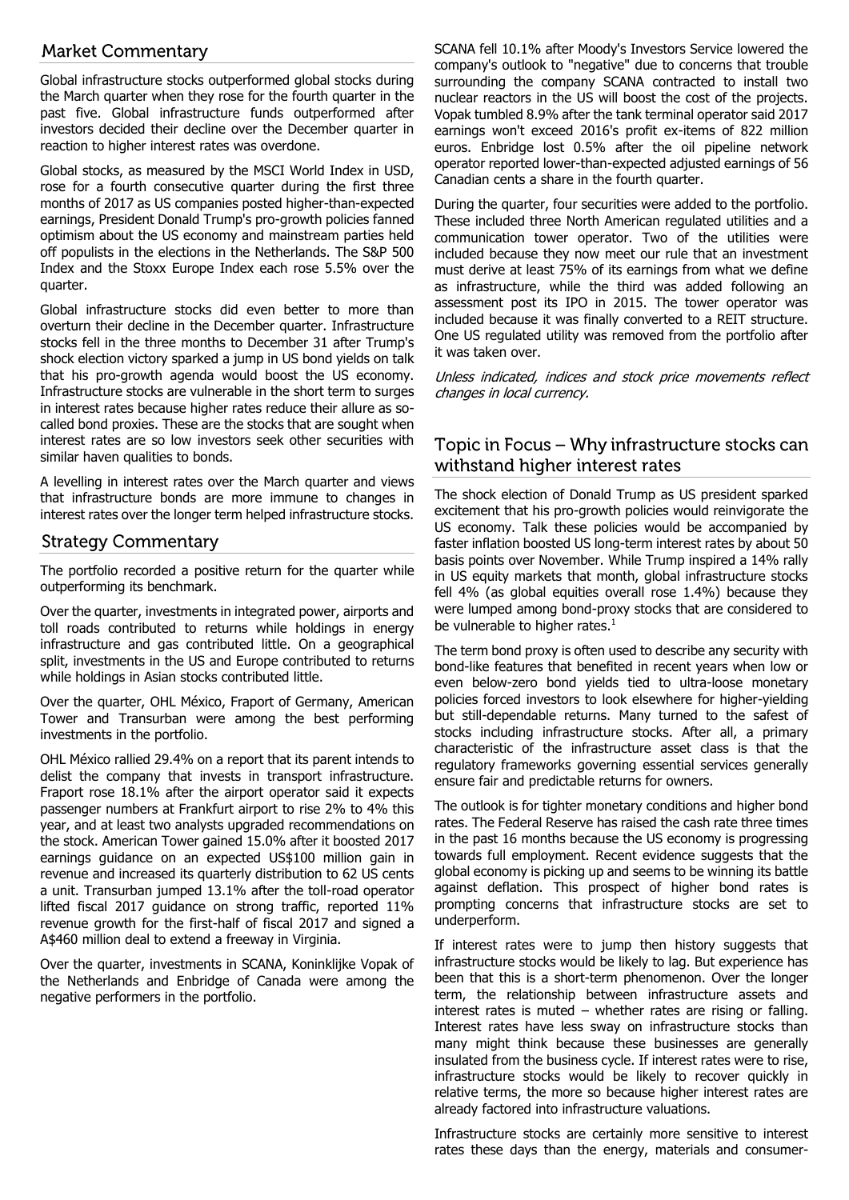## Market Commentary

Global infrastructure stocks outperformed global stocks during the March quarter when they rose for the fourth quarter in the past five. Global infrastructure funds outperformed after investors decided their decline over the December quarter in reaction to higher interest rates was overdone.

Global stocks, as measured by the MSCI World Index in USD, rose for a fourth consecutive quarter during the first three months of 2017 as US companies posted higher-than-expected earnings, President Donald Trump's pro-growth policies fanned optimism about the US economy and mainstream parties held off populists in the elections in the Netherlands. The S&P 500 Index and the Stoxx Europe Index each rose 5.5% over the quarter.

Global infrastructure stocks did even better to more than overturn their decline in the December quarter. Infrastructure stocks fell in the three months to December 31 after Trump's shock election victory sparked a jump in US bond yields on talk that his pro-growth agenda would boost the US economy. Infrastructure stocks are vulnerable in the short term to surges in interest rates because higher rates reduce their allure as so-called bond proxies. These are the stocks that are sought when interest rates are so low investors seek other securities with similar haven qualities to bonds.

A levelling in interest rates over the March quarter and views that infrastructure bonds are more immune to changes in interest rates over the longer term helped infrastructure stocks.

## Strategy Commentary

The portfolio recorded a positive return for the quarter while outperforming its benchmark.

Over the quarter, investments in integrated power, airports and toll roads contributed to returns while holdings in energy infrastructure and gas contributed little. On a geographical split, investments in the US and Europe contributed to returns while holdings in Asian stocks contributed little.

Over the quarter, OHL México, Fraport of Germany, American Tower and Transurban were among the best performing investments in the portfolio.

OHL México rallied 29.4% on a report that its parent intends to delist the company that invests in transport infrastructure. Fraport rose 18.1% after the airport operator said it expects passenger numbers at Frankfurt airport to rise 2% to 4% this year, and at least two analysts upgraded recommendations on the stock. American Tower gained 15.0% after it boosted 2017 earnings guidance on an expected US$100 million gain in revenue and increased its quarterly distribution to 62 US cents a unit. Transurban jumped 13.1% after the toll-road operator lifted fiscal 2017 guidance on strong traffic, reported 11% revenue growth for the first-half of fiscal 2017 and signed a A$460 million deal to extend a freeway in Virginia.

Over the quarter, investments in SCANA, Koninklijke Vopak of the Netherlands and Enbridge of Canada were among the negative performers in the portfolio.

SCANA fell 10.1% after Moody's Investors Service lowered the company's outlook to "negative" due to concerns that trouble surrounding the company SCANA contracted to install two nuclear reactors in the US will boost the cost of the projects. Vopak tumbled 8.9% after the tank terminal operator said 2017 earnings won't exceed 2016's profit ex-items of 822 million euros. Enbridge lost 0.5% after the oil pipeline network operator reported lower-than-expected adjusted earnings of 56 Canadian cents a share in the fourth quarter.

During the quarter, four securities were added to the portfolio. These included three North American regulated utilities and a communication tower operator. Two of the utilities were included because they now meet our rule that an investment must derive at least 75% of its earnings from what we define as infrastructure, while the third was added following an assessment post its IPO in 2015. The tower operator was included because it was finally converted to a REIT structure. One US regulated utility was removed from the portfolio after it was taken over.

*Unless indicated, indices and stock price movements reflect changes in local currency.*

## Topic in Focus – Why infrastructure stocks can withstand higher interest rates

The shock election of Donald Trump as US president sparked excitement that his pro-growth policies would reinvigorate the US economy. Talk these policies would be accompanied by faster inflation boosted US long-term interest rates by about 50 basis points over November. While Trump inspired a 14% rally in US equity markets that month, global infrastructure stocks fell 4% (as global equities overall rose 1.4%) because they were lumped among bond-proxy stocks that are considered to be vulnerable to higher rates.[1]

The term bond proxy is often used to describe any security with bond-like features that benefited in recent years when low or even below-zero bond yields tied to ultra-loose monetary policies forced investors to look elsewhere for higher-yielding but still-dependable returns. Many turned to the safest of stocks including infrastructure stocks. After all, a primary characteristic of the infrastructure asset class is that the regulatory frameworks governing essential services generally ensure fair and predictable returns for owners.

The outlook is for tighter monetary conditions and higher bond rates. The Federal Reserve has raised the cash rate three times in the past 16 months because the US economy is progressing towards full employment. Recent evidence suggests that the global economy is picking up and seems to be winning its battle against deflation. This prospect of higher bond rates is prompting concerns that infrastructure stocks are set to underperform.

If interest rates were to jump then history suggests that infrastructure stocks would be likely to lag. But experience has been that this is a short-term phenomenon. Over the longer term, the relationship between infrastructure assets and interest rates is muted – whether rates are rising or falling. Interest rates have less sway on infrastructure stocks than many might think because these businesses are generally insulated from the business cycle. If interest rates were to rise, infrastructure stocks would be likely to recover quickly in relative terms, the more so because higher interest rates are already factored into infrastructure valuations.

Infrastructure stocks are certainly more sensitive to interest rates these days than the energy, materials and consumer-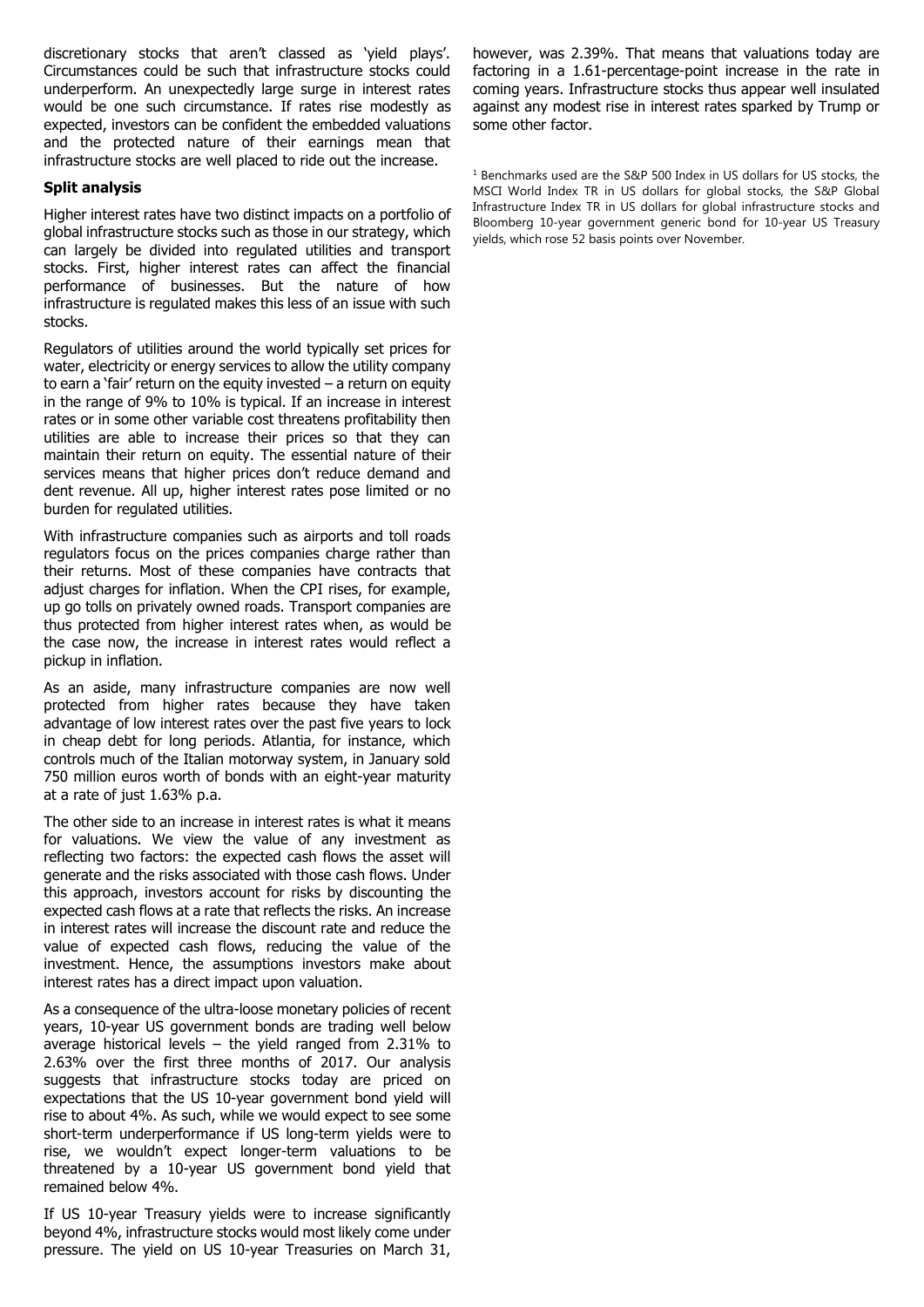discretionary stocks that aren't classed as 'yield plays'. Circumstances could be such that infrastructure stocks could underperform. An unexpectedly large surge in interest rates would be one such circumstance. If rates rise modestly as expected, investors can be confident the embedded valuations and the protected nature of their earnings mean that infrastructure stocks are well placed to ride out the increase.

**Split analysis**

Higher interest rates have two distinct impacts on a portfolio of global infrastructure stocks such as those in our strategy, which can largely be divided into regulated utilities and transport stocks. First, higher interest rates can affect the financial performance of businesses. But the nature of how infrastructure is regulated makes this less of an issue with such stocks.

Regulators of utilities around the world typically set prices for water, electricity or energy services to allow the utility company to earn a 'fair' return on the equity invested – a return on equity in the range of 9% to 10% is typical. If an increase in interest rates or in some other variable cost threatens profitability then utilities are able to increase their prices so that they can maintain their return on equity. The essential nature of their services means that higher prices don't reduce demand and dent revenue. All up, higher interest rates pose limited or no burden for regulated utilities.

With infrastructure companies such as airports and toll roads regulators focus on the prices companies charge rather than their returns. Most of these companies have contracts that adjust charges for inflation. When the CPI rises, for example, up go tolls on privately owned roads. Transport companies are thus protected from higher interest rates when, as would be the case now, the increase in interest rates would reflect a pickup in inflation.

As an aside, many infrastructure companies are now well protected from higher rates because they have taken advantage of low interest rates over the past five years to lock in cheap debt for long periods. Atlantia, for instance, which controls much of the Italian motorway system, in January sold 750 million euros worth of bonds with an eight-year maturity at a rate of just 1.63% p.a.

The other side to an increase in interest rates is what it means for valuations. We view the value of any investment as reflecting two factors: the expected cash flows the asset will generate and the risks associated with those cash flows. Under this approach, investors account for risks by discounting the expected cash flows at a rate that reflects the risks. An increase in interest rates will increase the discount rate and reduce the value of expected cash flows, reducing the value of the investment. Hence, the assumptions investors make about interest rates has a direct impact upon valuation.

As a consequence of the ultra-loose monetary policies of recent years, 10-year US government bonds are trading well below average historical levels – the yield ranged from 2.31% to 2.63% over the first three months of 2017. Our analysis suggests that infrastructure stocks today are priced on expectations that the US 10-year government bond yield will rise to about 4%. As such, while we would expect to see some short-term underperformance if US long-term yields were to rise, we wouldn't expect longer-term valuations to be threatened by a 10-year US government bond yield that remained below 4%.

If US 10-year Treasury yields were to increase significantly beyond 4%, infrastructure stocks would most likely come under pressure. The yield on US 10-year Treasuries on March 31, however, was 2.39%. That means that valuations today are factoring in a 1.61-percentage-point increase in the rate in coming years. Infrastructure stocks thus appear well insulated against any modest rise in interest rates sparked by Trump or some other factor.

[1] Benchmarks used are the S&P 500 Index in US dollars for US stocks, the MSCI World Index TR in US dollars for global stocks, the S&P Global Infrastructure Index TR in US dollars for global infrastructure stocks and Bloomberg 10-year government generic bond for 10-year US Treasury yields, which rose 52 basis points over November.